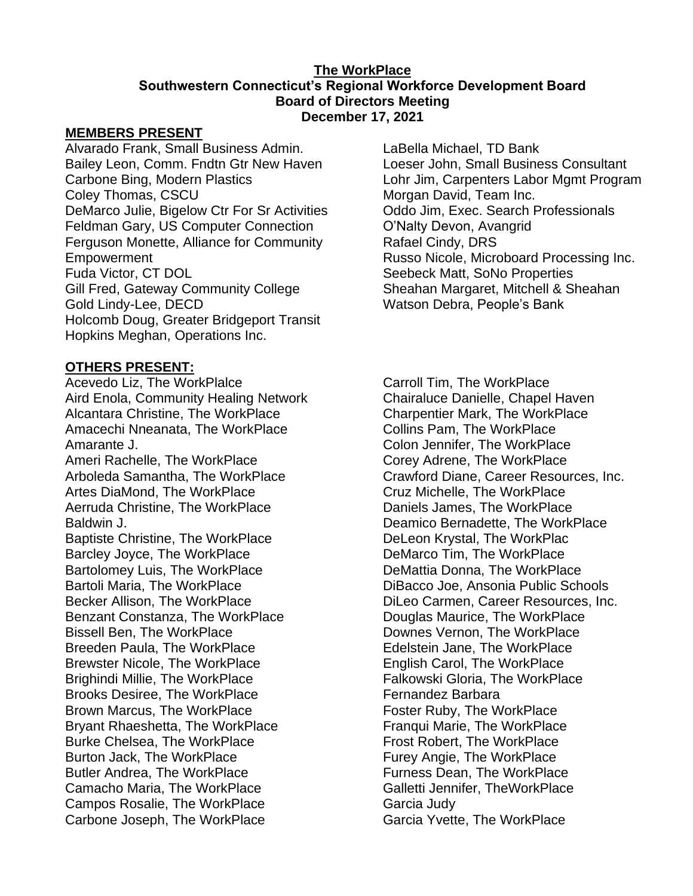**The WorkPlace**
**Southwestern Connecticut's Regional Workforce Development Board**
**Board of Directors Meeting**
**December 17, 2021**

## MEMBERS PRESENT

Alvarado Frank, Small Business Admin.
Bailey Leon, Comm. Fndtn Gtr New Haven
Carbone Bing, Modern Plastics
Coley Thomas, CSCU
DeMarco Julie, Bigelow Ctr For Sr Activities
Feldman Gary, US Computer Connection
Ferguson Monette, Alliance for Community Empowerment
Fuda Victor, CT DOL
Gill Fred, Gateway Community College
Gold Lindy-Lee, DECD
Holcomb Doug, Greater Bridgeport Transit
Hopkins Meghan, Operations Inc.
LaBella Michael, TD Bank
Loeser John, Small Business Consultant
Lohr Jim, Carpenters Labor Mgmt Program
Morgan David, Team Inc.
Oddo Jim, Exec. Search Professionals
O'Nalty Devon, Avangrid
Rafael Cindy, DRS
Russo Nicole, Microboard Processing Inc.
Seebeck Matt, SoNo Properties
Sheahan Margaret, Mitchell & Sheahan
Watson Debra, People's Bank

## OTHERS PRESENT:

Acevedo Liz, The WorkPlalce
Aird Enola, Community Healing Network
Alcantara Christine, The WorkPlace
Amacechi Nneanata, The WorkPlace
Amarante J.
Ameri Rachelle, The WorkPlace
Arboleda Samantha, The WorkPlace
Artes DiaMond, The WorkPlace
Aerruda Christine, The WorkPlace
Baldwin J.
Baptiste Christine, The WorkPlace
Barcley Joyce, The WorkPlace
Bartolomey Luis, The WorkPlace
Bartoli Maria, The WorkPlace
Becker Allison, The WorkPlace
Benzant Constanza, The WorkPlace
Bissell Ben, The WorkPlace
Breeden Paula, The WorkPlace
Brewster Nicole, The WorkPlace
Brighindi Millie, The WorkPlace
Brooks Desiree, The WorkPlace
Brown Marcus, The WorkPlace
Bryant Rhaeshetta, The WorkPlace
Burke Chelsea, The WorkPlace
Burton Jack, The WorkPlace
Butler Andrea, The WorkPlace
Camacho Maria, The WorkPlace
Campos Rosalie, The WorkPlace
Carbone Joseph, The WorkPlace
Carroll Tim, The WorkPlace
Chairaluce Danielle, Chapel Haven
Charpentier Mark, The WorkPlace
Collins Pam, The WorkPlace
Colon Jennifer, The WorkPlace
Corey Adrene, The WorkPlace
Crawford Diane, Career Resources, Inc.
Cruz Michelle, The WorkPlace
Daniels James, The WorkPlace
Deamico Bernadette, The WorkPlace
DeLeon Krystal, The WorkPlac
DeMarco Tim, The WorkPlace
DeMattia Donna, The WorkPlace
DiBacco Joe, Ansonia Public Schools
DiLeo Carmen, Career Resources, Inc.
Douglas Maurice, The WorkPlace
Downes Vernon, The WorkPlace
Edelstein Jane, The WorkPlace
English Carol, The WorkPlace
Falkowski Gloria, The WorkPlace
Fernandez Barbara
Foster Ruby, The WorkPlace
Franqui Marie, The WorkPlace
Frost Robert, The WorkPlace
Furey Angie, The WorkPlace
Furness Dean, The WorkPlace
Galletti Jennifer, TheWorkPlace
Garcia Judy
Garcia Yvette, The WorkPlace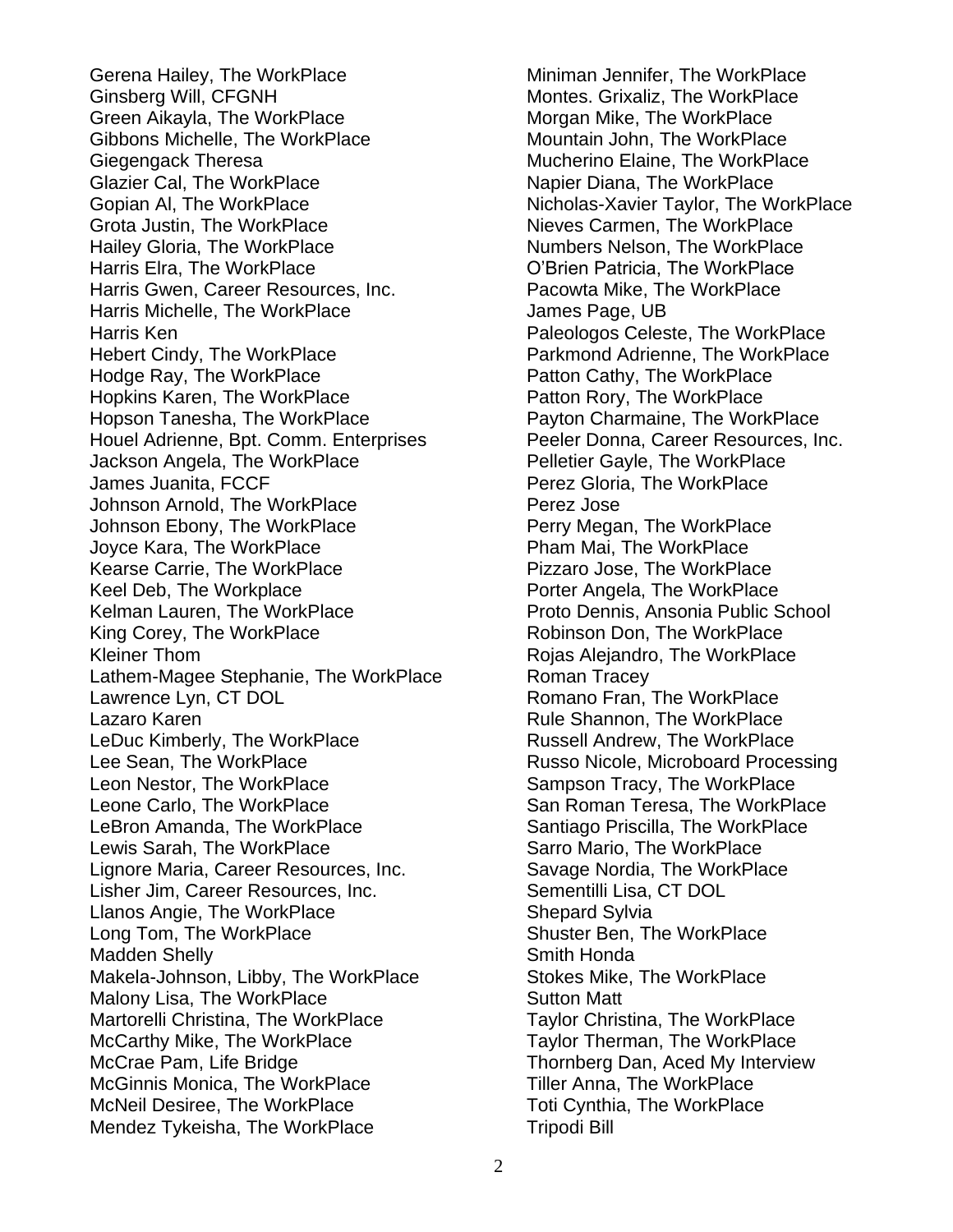Gerena Hailey, The WorkPlace
Ginsberg Will, CFGNH
Green Aikayla, The WorkPlace
Gibbons Michelle, The WorkPlace
Giegengack Theresa
Glazier Cal, The WorkPlace
Gopian Al, The WorkPlace
Grota Justin, The WorkPlace
Hailey Gloria, The WorkPlace
Harris Elra, The WorkPlace
Harris Gwen, Career Resources, Inc.
Harris Michelle, The WorkPlace
Harris Ken
Hebert Cindy, The WorkPlace
Hodge Ray, The WorkPlace
Hopkins Karen, The WorkPlace
Hopson Tanesha, The WorkPlace
Houel Adrienne, Bpt. Comm. Enterprises
Jackson Angela, The WorkPlace
James Juanita, FCCF
Johnson Arnold, The WorkPlace
Johnson Ebony, The WorkPlace
Joyce Kara, The WorkPlace
Kearse Carrie, The WorkPlace
Keel Deb, The Workplace
Kelman Lauren, The WorkPlace
King Corey, The WorkPlace
Kleiner Thom
Lathem-Magee Stephanie, The WorkPlace
Lawrence Lyn, CT DOL
Lazaro Karen
LeDuc Kimberly, The WorkPlace
Lee Sean, The WorkPlace
Leon Nestor, The WorkPlace
Leone Carlo, The WorkPlace
LeBron Amanda, The WorkPlace
Lewis Sarah, The WorkPlace
Lignore Maria, Career Resources, Inc.
Lisher Jim, Career Resources, Inc.
Llanos Angie, The WorkPlace
Long Tom, The WorkPlace
Madden Shelly
Makela-Johnson, Libby, The WorkPlace
Malony Lisa, The WorkPlace
Martorelli Christina, The WorkPlace
McCarthy Mike, The WorkPlace
McCrae Pam, Life Bridge
McGinnis Monica, The WorkPlace
McNeil Desiree, The WorkPlace
Mendez Tykeisha, The WorkPlace
Miniman Jennifer, The WorkPlace
Montes. Grixaliz, The WorkPlace
Morgan Mike, The WorkPlace
Mountain John, The WorkPlace
Mucherino Elaine, The WorkPlace
Napier Diana, The WorkPlace
Nicholas-Xavier Taylor, The WorkPlace
Nieves Carmen, The WorkPlace
Numbers Nelson, The WorkPlace
O'Brien Patricia, The WorkPlace
Pacowta Mike, The WorkPlace
James Page, UB
Paleologos Celeste, The WorkPlace
Parkmond Adrienne, The WorkPlace
Patton Cathy, The WorkPlace
Patton Rory, The WorkPlace
Payton Charmaine, The WorkPlace
Peeler Donna, Career Resources, Inc.
Pelletier Gayle, The WorkPlace
Perez Gloria, The WorkPlace
Perez Jose
Perry Megan, The WorkPlace
Pham Mai, The WorkPlace
Pizzaro Jose, The WorkPlace
Porter Angela, The WorkPlace
Proto Dennis, Ansonia Public School
Robinson Don, The WorkPlace
Rojas Alejandro, The WorkPlace
Roman Tracey
Romano Fran, The WorkPlace
Rule Shannon, The WorkPlace
Russell Andrew, The WorkPlace
Russo Nicole, Microboard Processing
Sampson Tracy, The WorkPlace
San Roman Teresa, The WorkPlace
Santiago Priscilla, The WorkPlace
Sarro Mario, The WorkPlace
Savage Nordia, The WorkPlace
Sementilli Lisa, CT DOL
Shepard Sylvia
Shuster Ben, The WorkPlace
Smith Honda
Stokes Mike, The WorkPlace
Sutton Matt
Taylor Christina, The WorkPlace
Taylor Therman, The WorkPlace
Thornberg Dan, Aced My Interview
Tiller Anna, The WorkPlace
Toti Cynthia, The WorkPlace
Tripodi Bill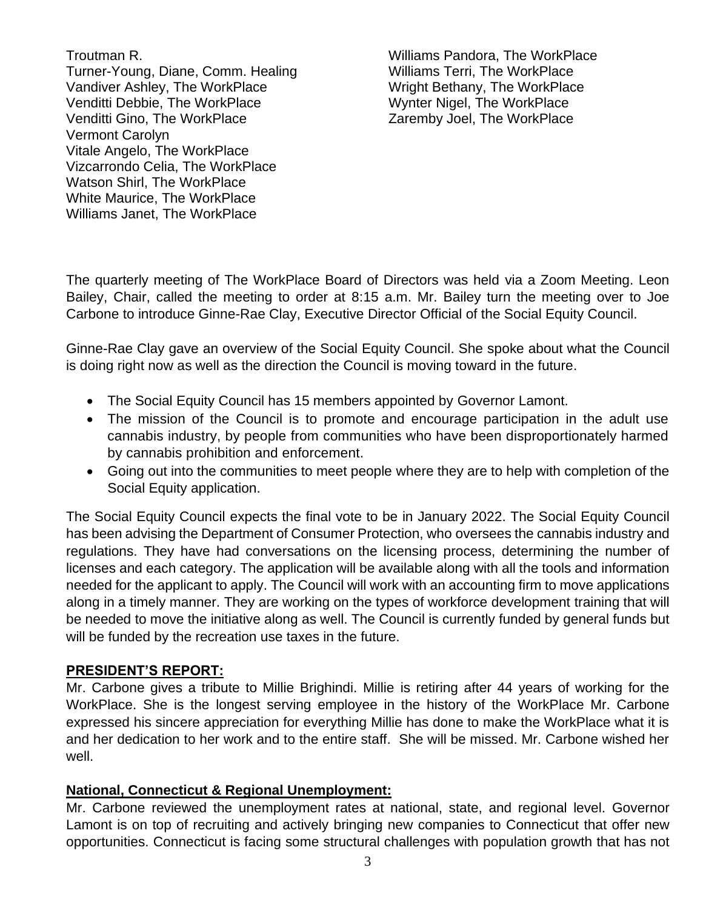Troutman R.
Turner-Young, Diane, Comm. Healing
Vandiver Ashley, The WorkPlace
Venditti Debbie, The WorkPlace
Venditti Gino, The WorkPlace
Vermont Carolyn
Vitale Angelo, The WorkPlace
Vizcarrondo Celia, The WorkPlace
Watson Shirl, The WorkPlace
White Maurice, The WorkPlace
Williams Janet, The WorkPlace
Williams Pandora, The WorkPlace
Williams Terri, The WorkPlace
Wright Bethany, The WorkPlace
Wynter Nigel, The WorkPlace
Zaremby Joel, The WorkPlace

The quarterly meeting of The WorkPlace Board of Directors was held via a Zoom Meeting. Leon Bailey, Chair, called the meeting to order at 8:15 a.m. Mr. Bailey turn the meeting over to Joe Carbone to introduce Ginne-Rae Clay, Executive Director Official of the Social Equity Council.

Ginne-Rae Clay gave an overview of the Social Equity Council. She spoke about what the Council is doing right now as well as the direction the Council is moving toward in the future.

- The Social Equity Council has 15 members appointed by Governor Lamont.
- The mission of the Council is to promote and encourage participation in the adult use cannabis industry, by people from communities who have been disproportionately harmed by cannabis prohibition and enforcement.
- Going out into the communities to meet people where they are to help with completion of the Social Equity application.

The Social Equity Council expects the final vote to be in January 2022. The Social Equity Council has been advising the Department of Consumer Protection, who oversees the cannabis industry and regulations. They have had conversations on the licensing process, determining the number of licenses and each category. The application will be available along with all the tools and information needed for the applicant to apply. The Council will work with an accounting firm to move applications along in a timely manner. They are working on the types of workforce development training that will be needed to move the initiative along as well. The Council is currently funded by general funds but will be funded by the recreation use taxes in the future.

**PRESIDENT'S REPORT:**

Mr. Carbone gives a tribute to Millie Brighindi. Millie is retiring after 44 years of working for the WorkPlace. She is the longest serving employee in the history of the WorkPlace Mr. Carbone expressed his sincere appreciation for everything Millie has done to make the WorkPlace what it is and her dedication to her work and to the entire staff. She will be missed. Mr. Carbone wished her well.

**National, Connecticut & Regional Unemployment:**

Mr. Carbone reviewed the unemployment rates at national, state, and regional level. Governor Lamont is on top of recruiting and actively bringing new companies to Connecticut that offer new opportunities. Connecticut is facing some structural challenges with population growth that has not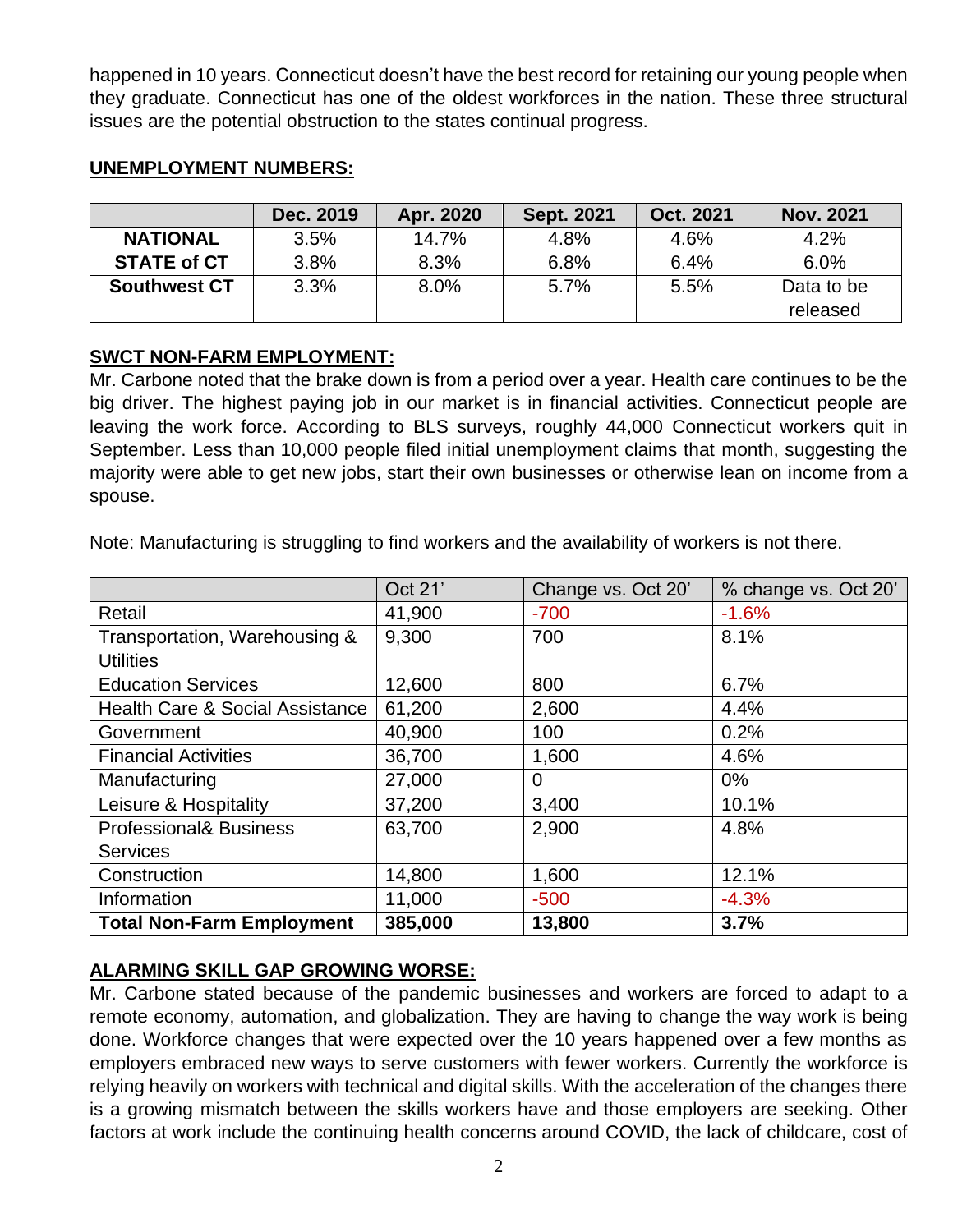happened in 10 years. Connecticut doesn't have the best record for retaining our young people when they graduate. Connecticut has one of the oldest workforces in the nation. These three structural issues are the potential obstruction to the states continual progress.

## UNEMPLOYMENT NUMBERS:

| | Dec. 2019 | Apr. 2020 | Sept. 2021 | Oct. 2021 | Nov. 2021 |
|---|---|---|---|---|---|
| **NATIONAL** | 3.5% | 14.7% | 4.8% | 4.6% | 4.2% |
| **STATE of CT** | 3.8% | 8.3% | 6.8% | 6.4% | 6.0% |
| **Southwest CT** | 3.3% | 8.0% | 5.7% | 5.5% | Data to be released |

## SWCT NON-FARM EMPLOYMENT:

Mr. Carbone noted that the brake down is from a period over a year. Health care continues to be the big driver. The highest paying job in our market is in financial activities. Connecticut people are leaving the work force. According to BLS surveys, roughly 44,000 Connecticut workers quit in September. Less than 10,000 people filed initial unemployment claims that month, suggesting the majority were able to get new jobs, start their own businesses or otherwise lean on income from a spouse.

Note: Manufacturing is struggling to find workers and the availability of workers is not there.

| | Oct 21' | Change vs. Oct 20' | % change vs. Oct 20' |
|---|---|---|---|
| Retail | 41,900 | -700 | -1.6% |
| Transportation, Warehousing & Utilities | 9,300 | 700 | 8.1% |
| Education Services | 12,600 | 800 | 6.7% |
| Health Care & Social Assistance | 61,200 | 2,600 | 4.4% |
| Government | 40,900 | 100 | 0.2% |
| Financial Activities | 36,700 | 1,600 | 4.6% |
| Manufacturing | 27,000 | 0 | 0% |
| Leisure & Hospitality | 37,200 | 3,400 | 10.1% |
| Professional& Business Services | 63,700 | 2,900 | 4.8% |
| Construction | 14,800 | 1,600 | 12.1% |
| Information | 11,000 | -500 | -4.3% |
| **Total Non-Farm Employment** | **385,000** | **13,800** | **3.7%** |

## ALARMING SKILL GAP GROWING WORSE:

Mr. Carbone stated because of the pandemic businesses and workers are forced to adapt to a remote economy, automation, and globalization. They are having to change the way work is being done. Workforce changes that were expected over the 10 years happened over a few months as employers embraced new ways to serve customers with fewer workers. Currently the workforce is relying heavily on workers with technical and digital skills. With the acceleration of the changes there is a growing mismatch between the skills workers have and those employers are seeking. Other factors at work include the continuing health concerns around COVID, the lack of childcare, cost of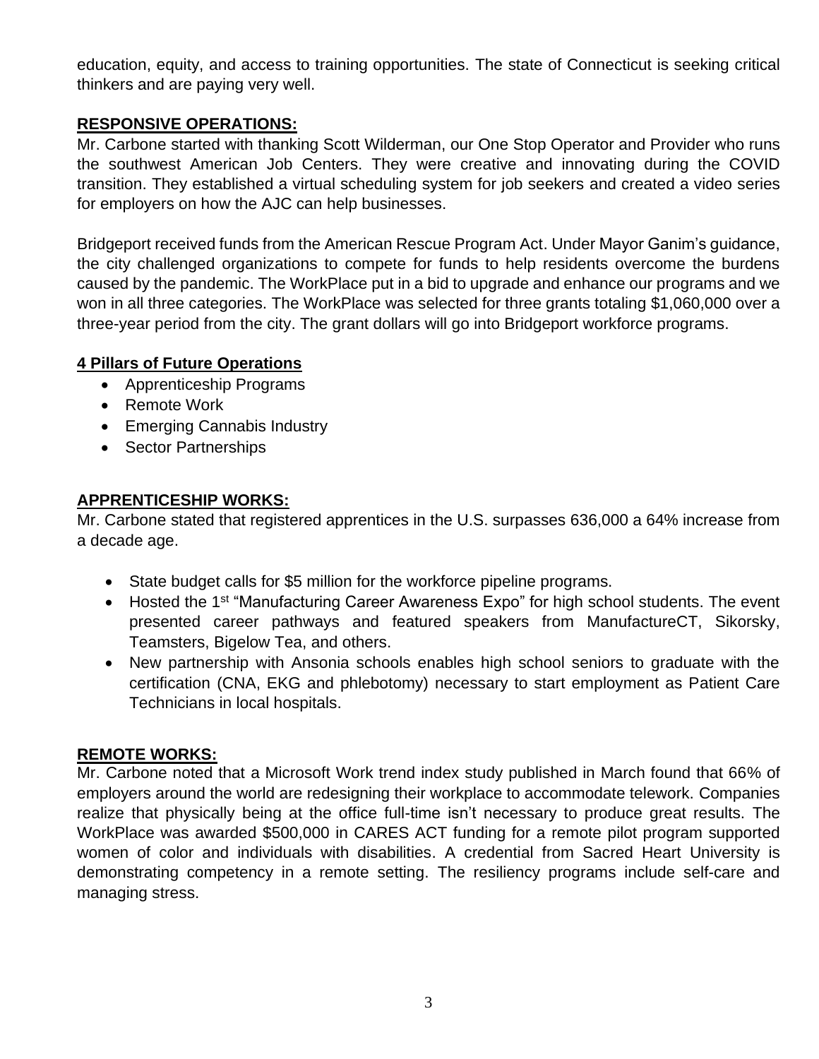education, equity, and access to training opportunities. The state of Connecticut is seeking critical thinkers and are paying very well.

**RESPONSIVE OPERATIONS:**

Mr. Carbone started with thanking Scott Wilderman, our One Stop Operator and Provider who runs the southwest American Job Centers. They were creative and innovating during the COVID transition. They established a virtual scheduling system for job seekers and created a video series for employers on how the AJC can help businesses.

Bridgeport received funds from the American Rescue Program Act. Under Mayor Ganim's guidance, the city challenged organizations to compete for funds to help residents overcome the burdens caused by the pandemic. The WorkPlace put in a bid to upgrade and enhance our programs and we won in all three categories. The WorkPlace was selected for three grants totaling $1,060,000 over a three-year period from the city. The grant dollars will go into Bridgeport workforce programs.

**4 Pillars of Future Operations**

- Apprenticeship Programs
- Remote Work
- Emerging Cannabis Industry
- Sector Partnerships

**APPRENTICESHIP WORKS:**

Mr. Carbone stated that registered apprentices in the U.S. surpasses 636,000 a 64% increase from a decade age.

- State budget calls for $5 million for the workforce pipeline programs.
- Hosted the 1st "Manufacturing Career Awareness Expo" for high school students. The event presented career pathways and featured speakers from ManufactureCT, Sikorsky, Teamsters, Bigelow Tea, and others.
- New partnership with Ansonia schools enables high school seniors to graduate with the certification (CNA, EKG and phlebotomy) necessary to start employment as Patient Care Technicians in local hospitals.

**REMOTE WORKS:**

Mr. Carbone noted that a Microsoft Work trend index study published in March found that 66% of employers around the world are redesigning their workplace to accommodate telework. Companies realize that physically being at the office full-time isn't necessary to produce great results. The WorkPlace was awarded $500,000 in CARES ACT funding for a remote pilot program supported women of color and individuals with disabilities. A credential from Sacred Heart University is demonstrating competency in a remote setting. The resiliency programs include self-care and managing stress.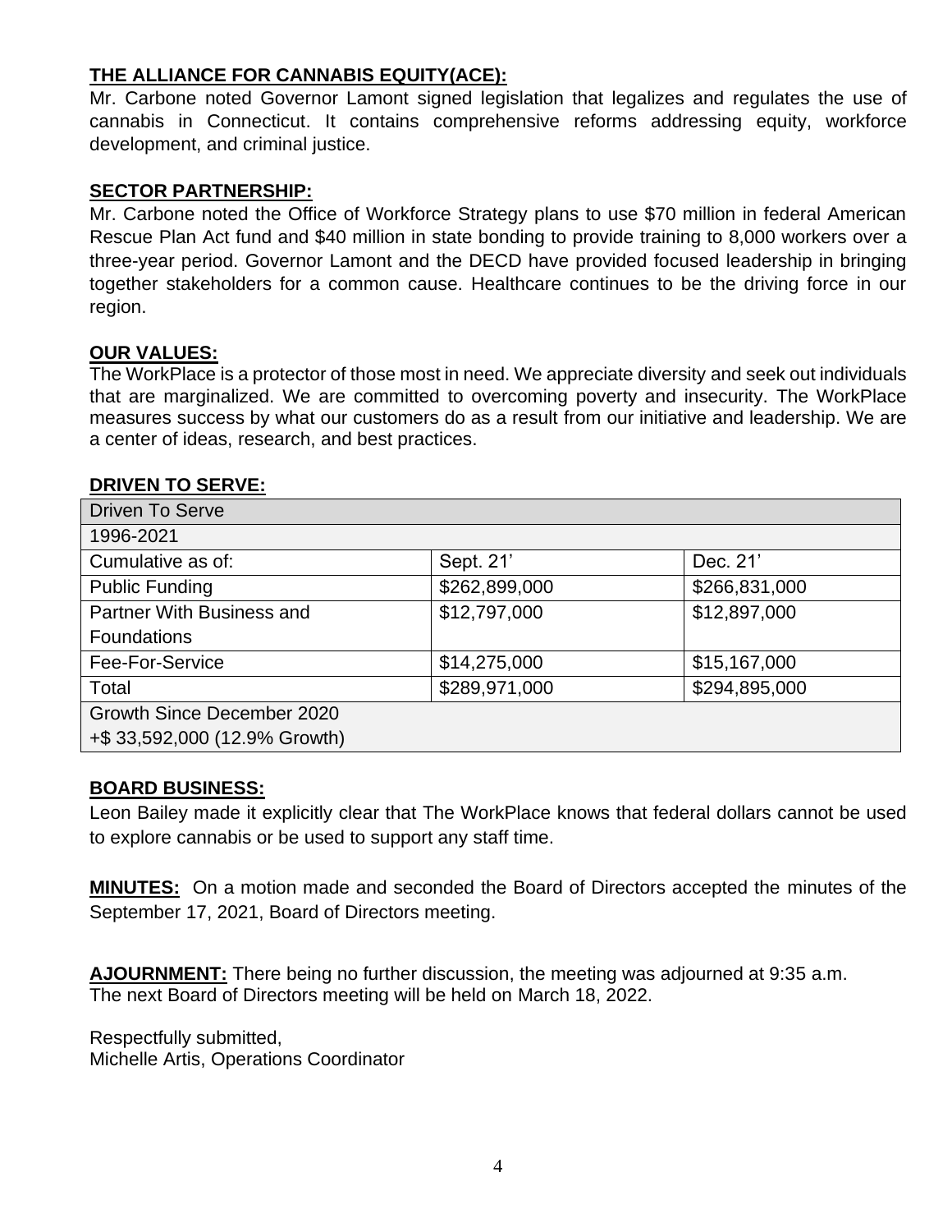**THE ALLIANCE FOR CANNABIS EQUITY(ACE):**
Mr. Carbone noted Governor Lamont signed legislation that legalizes and regulates the use of cannabis in Connecticut. It contains comprehensive reforms addressing equity, workforce development, and criminal justice.

**SECTOR PARTNERSHIP:**
Mr. Carbone noted the Office of Workforce Strategy plans to use $70 million in federal American Rescue Plan Act fund and $40 million in state bonding to provide training to 8,000 workers over a three-year period. Governor Lamont and the DECD have provided focused leadership in bringing together stakeholders for a common cause. Healthcare continues to be the driving force in our region.

**OUR VALUES:**
The WorkPlace is a protector of those most in need. We appreciate diversity and seek out individuals that are marginalized. We are committed to overcoming poverty and insecurity. The WorkPlace measures success by what our customers do as a result from our initiative and leadership. We are a center of ideas, research, and best practices.

**DRIVEN TO SERVE:**

| Driven To Serve | | |
|---|---|---|
| 1996-2021 | | |
| Cumulative as of: | Sept. 21' | Dec. 21' |
| Public Funding | $262,899,000 | $266,831,000 |
| Partner With Business and Foundations | $12,797,000 | $12,897,000 |
| Fee-For-Service | $14,275,000 | $15,167,000 |
| Total | $289,971,000 | $294,895,000 |
| Growth Since December 2020 +$ 33,592,000 (12.9% Growth) | | |

**BOARD BUSINESS:**
Leon Bailey made it explicitly clear that The WorkPlace knows that federal dollars cannot be used to explore cannabis or be used to support any staff time.

**MINUTES:** On a motion made and seconded the Board of Directors accepted the minutes of the September 17, 2021, Board of Directors meeting.

**AJOURNMENT:** There being no further discussion, the meeting was adjourned at 9:35 a.m.
The next Board of Directors meeting will be held on March 18, 2022.

Respectfully submitted,
Michelle Artis, Operations Coordinator